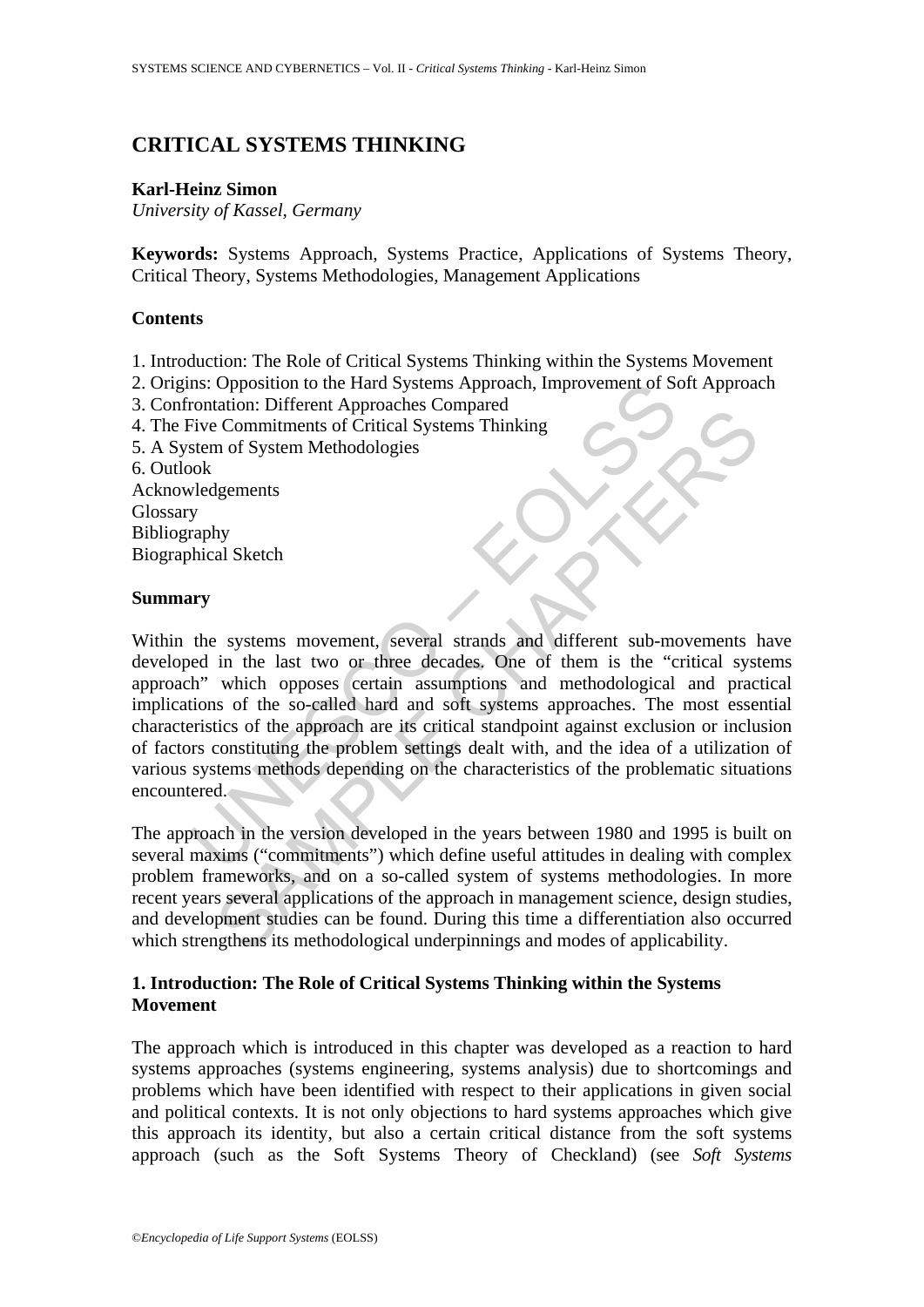# CRITICAL SYSTEMS THINKING

**Karl-Heinz Simon**
*University of Kassel, Germany*

**Keywords:** Systems Approach, Systems Practice, Applications of Systems Theory, Critical Theory, Systems Methodologies, Management Applications

## Contents

1. Introduction: The Role of Critical Systems Thinking within the Systems Movement
2. Origins: Opposition to the Hard Systems Approach, Improvement of Soft Approach
3. Confrontation: Different Approaches Compared
4. The Five Commitments of Critical Systems Thinking
5. A System of System Methodologies
6. Outlook

Acknowledgements
Glossary
Bibliography
Biographical Sketch

## Summary

Within the systems movement, several strands and different sub-movements have developed in the last two or three decades. One of them is the "critical systems approach" which opposes certain assumptions and methodological and practical implications of the so-called hard and soft systems approaches. The most essential characteristics of the approach are its critical standpoint against exclusion or inclusion of factors constituting the problem settings dealt with, and the idea of a utilization of various systems methods depending on the characteristics of the problematic situations encountered.

The approach in the version developed in the years between 1980 and 1995 is built on several maxims ("commitments") which define useful attitudes in dealing with complex problem frameworks, and on a so-called system of systems methodologies. In more recent years several applications of the approach in management science, design studies, and development studies can be found. During this time a differentiation also occurred which strengthens its methodological underpinnings and modes of applicability.

## 1. Introduction: The Role of Critical Systems Thinking within the Systems Movement

The approach which is introduced in this chapter was developed as a reaction to hard systems approaches (systems engineering, systems analysis) due to shortcomings and problems which have been identified with respect to their applications in given social and political contexts. It is not only objections to hard systems approaches which give this approach its identity, but also a certain critical distance from the soft systems approach (such as the Soft Systems Theory of Checkland) (see *Soft Systems*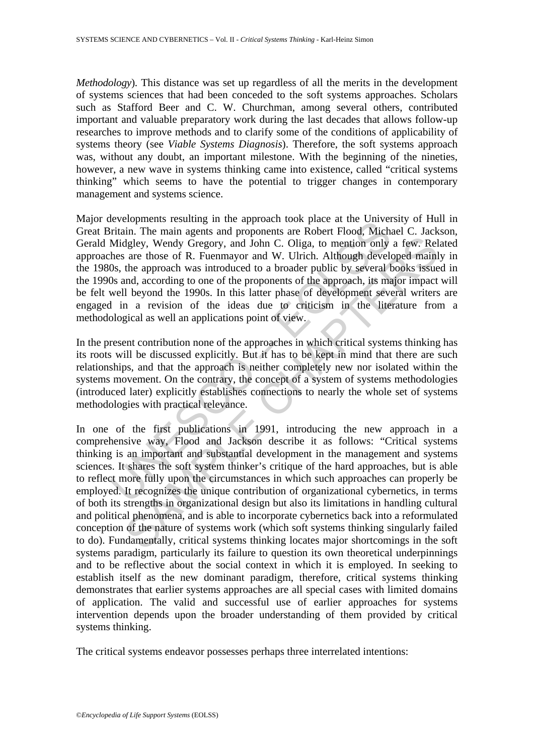*Methodology*). This distance was set up regardless of all the merits in the development of systems sciences that had been conceded to the soft systems approaches. Scholars such as Stafford Beer and C. W. Churchman, among several others, contributed important and valuable preparatory work during the last decades that allows follow-up researches to improve methods and to clarify some of the conditions of applicability of systems theory (see *Viable Systems Diagnosis*). Therefore, the soft systems approach was, without any doubt, an important milestone. With the beginning of the nineties, however, a new wave in systems thinking came into existence, called "critical systems thinking" which seems to have the potential to trigger changes in contemporary management and systems science.

Major developments resulting in the approach took place at the University of Hull in Great Britain. The main agents and proponents are Robert Flood, Michael C. Jackson, Gerald Midgley, Wendy Gregory, and John C. Oliga, to mention only a few. Related approaches are those of R. Fuenmayor and W. Ulrich. Although developed mainly in the 1980s, the approach was introduced to a broader public by several books issued in the 1990s and, according to one of the proponents of the approach, its major impact will be felt well beyond the 1990s. In this latter phase of development several writers are engaged in a revision of the ideas due to criticism in the literature from a methodological as well an applications point of view.

In the present contribution none of the approaches in which critical systems thinking has its roots will be discussed explicitly. But it has to be kept in mind that there are such relationships, and that the approach is neither completely new nor isolated within the systems movement. On the contrary, the concept of a system of systems methodologies (introduced later) explicitly establishes connections to nearly the whole set of systems methodologies with practical relevance.

In one of the first publications in 1991, introducing the new approach in a comprehensive way, Flood and Jackson describe it as follows: "Critical systems thinking is an important and substantial development in the management and systems sciences. It shares the soft system thinker's critique of the hard approaches, but is able to reflect more fully upon the circumstances in which such approaches can properly be employed. It recognizes the unique contribution of organizational cybernetics, in terms of both its strengths in organizational design but also its limitations in handling cultural and political phenomena, and is able to incorporate cybernetics back into a reformulated conception of the nature of systems work (which soft systems thinking singularly failed to do). Fundamentally, critical systems thinking locates major shortcomings in the soft systems paradigm, particularly its failure to question its own theoretical underpinnings and to be reflective about the social context in which it is employed. In seeking to establish itself as the new dominant paradigm, therefore, critical systems thinking demonstrates that earlier systems approaches are all special cases with limited domains of application. The valid and successful use of earlier approaches for systems intervention depends upon the broader understanding of them provided by critical systems thinking.

The critical systems endeavor possesses perhaps three interrelated intentions: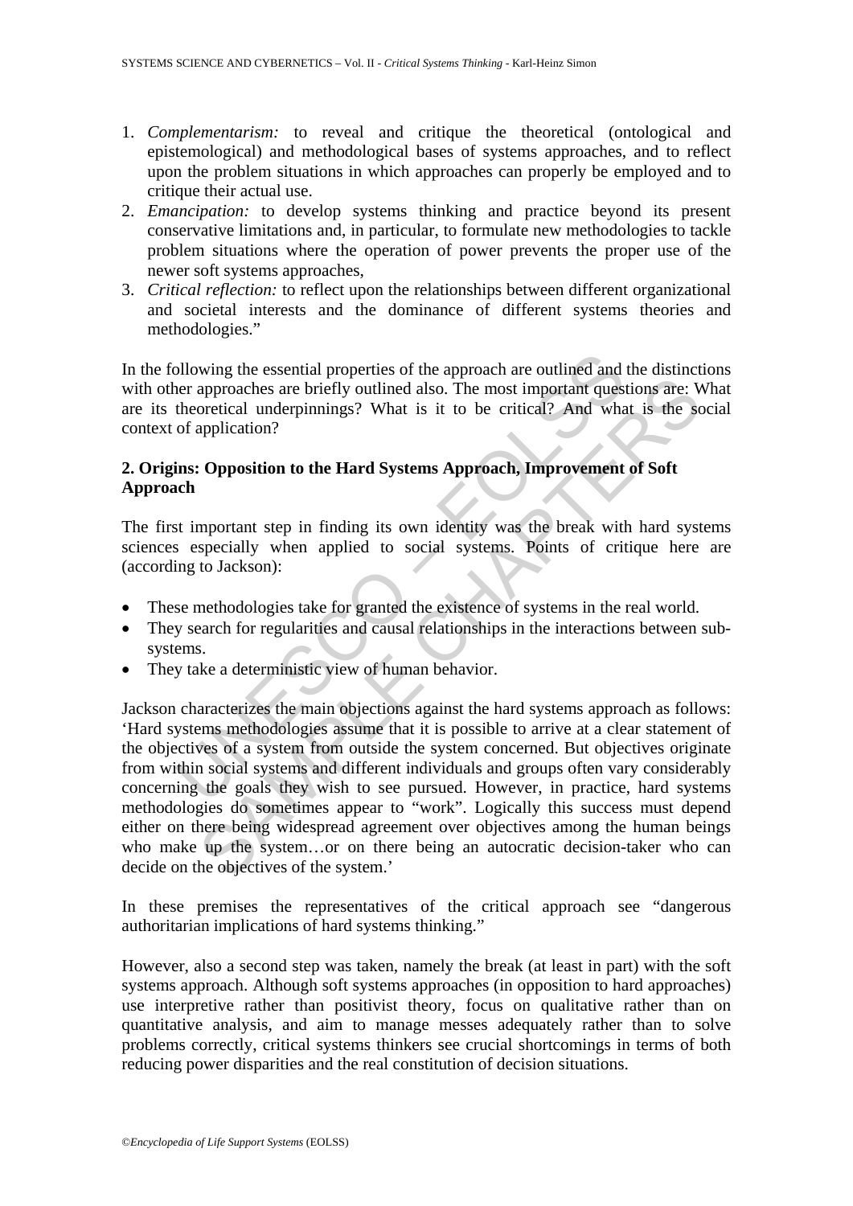1. *Complementarism:* to reveal and critique the theoretical (ontological and epistemological) and methodological bases of systems approaches, and to reflect upon the problem situations in which approaches can properly be employed and to critique their actual use.
2. *Emancipation:* to develop systems thinking and practice beyond its present conservative limitations and, in particular, to formulate new methodologies to tackle problem situations where the operation of power prevents the proper use of the newer soft systems approaches,
3. *Critical reflection:* to reflect upon the relationships between different organizational and societal interests and the dominance of different systems theories and methodologies."

In the following the essential properties of the approach are outlined and the distinctions with other approaches are briefly outlined also. The most important questions are: What are its theoretical underpinnings? What is it to be critical? And what is the social context of application?

## 2. Origins: Opposition to the Hard Systems Approach, Improvement of Soft Approach

The first important step in finding its own identity was the break with hard systems sciences especially when applied to social systems. Points of critique here are (according to Jackson):

- These methodologies take for granted the existence of systems in the real world.
- They search for regularities and causal relationships in the interactions between sub-systems.
- They take a deterministic view of human behavior.

Jackson characterizes the main objections against the hard systems approach as follows: 'Hard systems methodologies assume that it is possible to arrive at a clear statement of the objectives of a system from outside the system concerned. But objectives originate from within social systems and different individuals and groups often vary considerably concerning the goals they wish to see pursued. However, in practice, hard systems methodologies do sometimes appear to "work". Logically this success must depend either on there being widespread agreement over objectives among the human beings who make up the system…or on there being an autocratic decision-taker who can decide on the objectives of the system.'

In these premises the representatives of the critical approach see "dangerous authoritarian implications of hard systems thinking."

However, also a second step was taken, namely the break (at least in part) with the soft systems approach. Although soft systems approaches (in opposition to hard approaches) use interpretive rather than positivist theory, focus on qualitative rather than on quantitative analysis, and aim to manage messes adequately rather than to solve problems correctly, critical systems thinkers see crucial shortcomings in terms of both reducing power disparities and the real constitution of decision situations.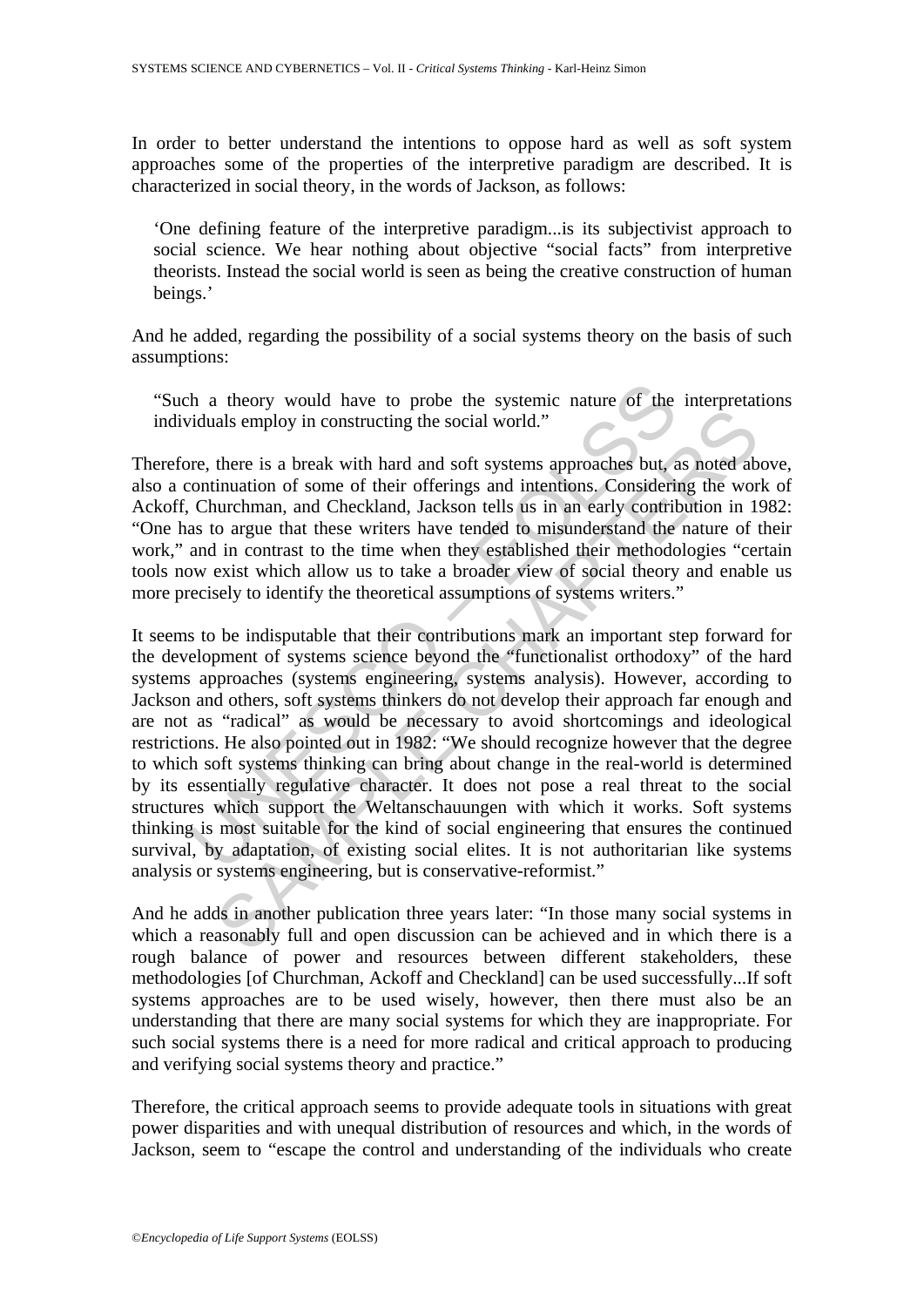In order to better understand the intentions to oppose hard as well as soft system approaches some of the properties of the interpretive paradigm are described. It is characterized in social theory, in the words of Jackson, as follows:

> 'One defining feature of the interpretive paradigm...is its subjectivist approach to social science. We hear nothing about objective "social facts" from interpretive theorists. Instead the social world is seen as being the creative construction of human beings.'

And he added, regarding the possibility of a social systems theory on the basis of such assumptions:

> "Such a theory would have to probe the systemic nature of the interpretations individuals employ in constructing the social world."

Therefore, there is a break with hard and soft systems approaches but, as noted above, also a continuation of some of their offerings and intentions. Considering the work of Ackoff, Churchman, and Checkland, Jackson tells us in an early contribution in 1982: "One has to argue that these writers have tended to misunderstand the nature of their work," and in contrast to the time when they established their methodologies "certain tools now exist which allow us to take a broader view of social theory and enable us more precisely to identify the theoretical assumptions of systems writers."

It seems to be indisputable that their contributions mark an important step forward for the development of systems science beyond the "functionalist orthodoxy" of the hard systems approaches (systems engineering, systems analysis). However, according to Jackson and others, soft systems thinkers do not develop their approach far enough and are not as "radical" as would be necessary to avoid shortcomings and ideological restrictions. He also pointed out in 1982: "We should recognize however that the degree to which soft systems thinking can bring about change in the real-world is determined by its essentially regulative character. It does not pose a real threat to the social structures which support the Weltanschauungen with which it works. Soft systems thinking is most suitable for the kind of social engineering that ensures the continued survival, by adaptation, of existing social elites. It is not authoritarian like systems analysis or systems engineering, but is conservative-reformist."

And he adds in another publication three years later: "In those many social systems in which a reasonably full and open discussion can be achieved and in which there is a rough balance of power and resources between different stakeholders, these methodologies [of Churchman, Ackoff and Checkland] can be used successfully...If soft systems approaches are to be used wisely, however, then there must also be an understanding that there are many social systems for which they are inappropriate. For such social systems there is a need for more radical and critical approach to producing and verifying social systems theory and practice."

Therefore, the critical approach seems to provide adequate tools in situations with great power disparities and with unequal distribution of resources and which, in the words of Jackson, seem to "escape the control and understanding of the individuals who create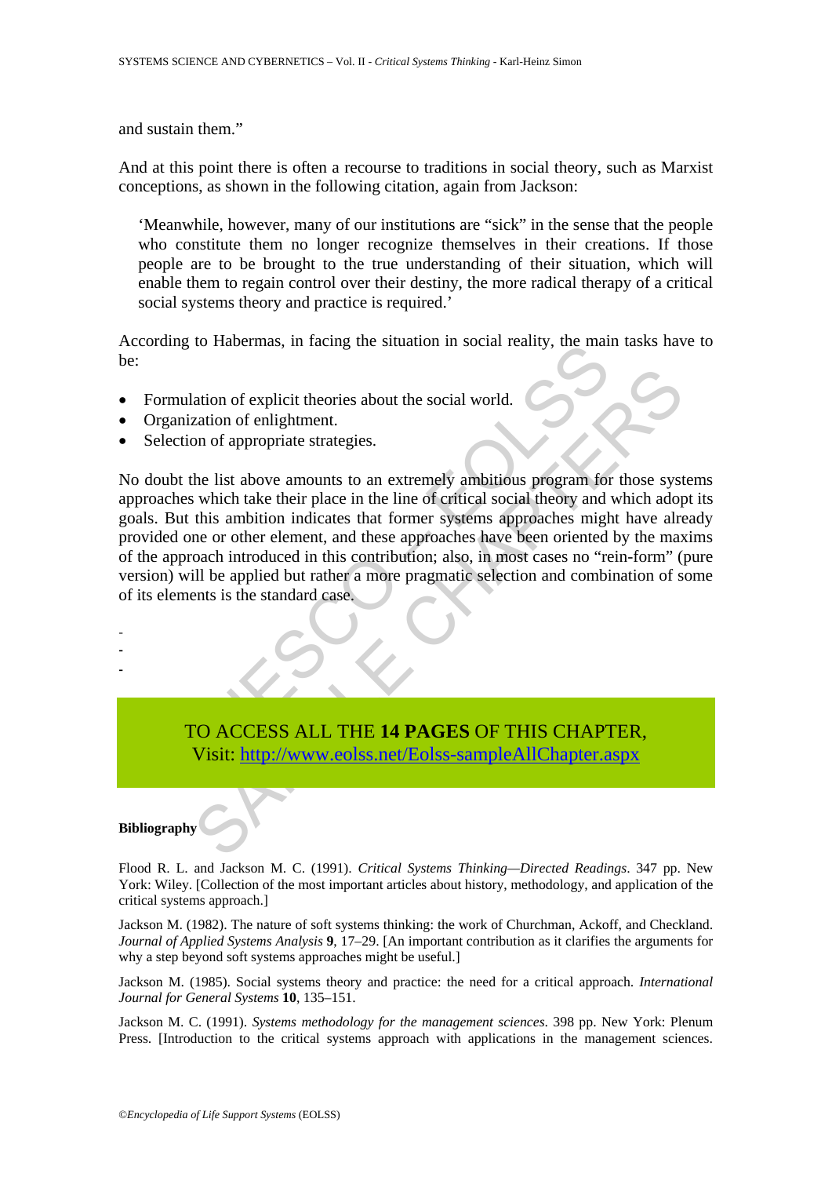and sustain them."

And at this point there is often a recourse to traditions in social theory, such as Marxist conceptions, as shown in the following citation, again from Jackson:

> 'Meanwhile, however, many of our institutions are "sick" in the sense that the people who constitute them no longer recognize themselves in their creations. If those people are to be brought to the true understanding of their situation, which will enable them to regain control over their destiny, the more radical therapy of a critical social systems theory and practice is required.'

According to Habermas, in facing the situation in social reality, the main tasks have to be:

- Formulation of explicit theories about the social world.
- Organization of enlightment.
- Selection of appropriate strategies.

No doubt the list above amounts to an extremely ambitious program for those systems approaches which take their place in the line of critical social theory and which adopt its goals. But this ambition indicates that former systems approaches might have already provided one or other element, and these approaches have been oriented by the maxims of the approach introduced in this contribution; also, in most cases no "rein-form" (pure version) will be applied but rather a more pragmatic selection and combination of some of its elements is the standard case.

-
-
-

TO ACCESS ALL THE **14 PAGES** OF THIS CHAPTER,
Visit: http://www.eolss.net/Eolss-sampleAllChapter.aspx

**Bibliography**

Flood R. L. and Jackson M. C. (1991). *Critical Systems Thinking—Directed Readings*. 347 pp. New York: Wiley. [Collection of the most important articles about history, methodology, and application of the critical systems approach.]

Jackson M. (1982). The nature of soft systems thinking: the work of Churchman, Ackoff, and Checkland. *Journal of Applied Systems Analysis* **9**, 17–29. [An important contribution as it clarifies the arguments for why a step beyond soft systems approaches might be useful.]

Jackson M. (1985). Social systems theory and practice: the need for a critical approach. *International Journal for General Systems* **10**, 135–151.

Jackson M. C. (1991). *Systems methodology for the management sciences*. 398 pp. New York: Plenum Press. [Introduction to the critical systems approach with applications in the management sciences.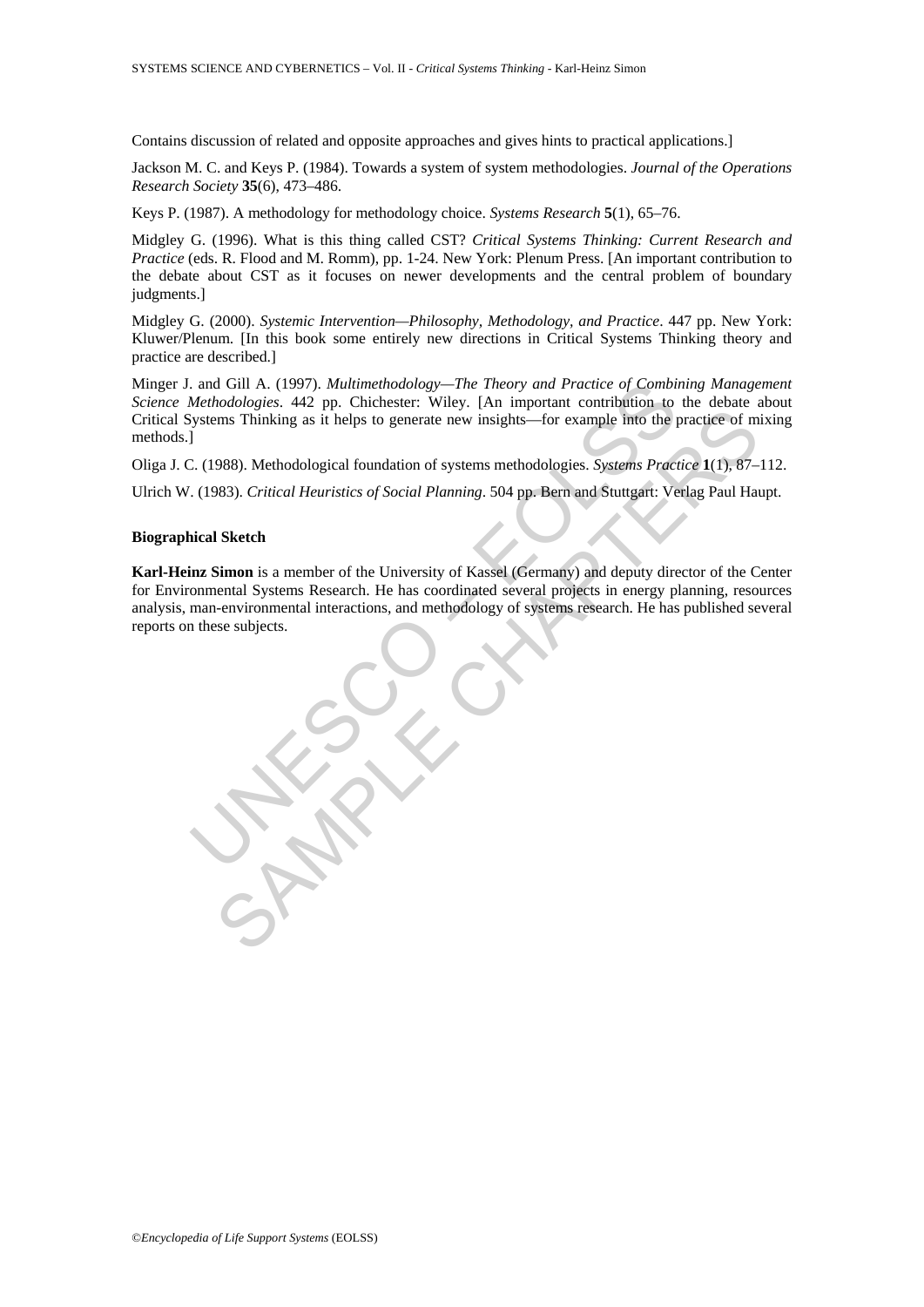Contains discussion of related and opposite approaches and gives hints to practical applications.]

Jackson M. C. and Keys P. (1984). Towards a system of system methodologies. *Journal of the Operations Research Society* **35**(6), 473–486.

Keys P. (1987). A methodology for methodology choice. *Systems Research* **5**(1), 65–76.

Midgley G. (1996). What is this thing called CST? *Critical Systems Thinking: Current Research and Practice* (eds. R. Flood and M. Romm), pp. 1-24. New York: Plenum Press. [An important contribution to the debate about CST as it focuses on newer developments and the central problem of boundary judgments.]

Midgley G. (2000). *Systemic Intervention—Philosophy, Methodology, and Practice*. 447 pp. New York: Kluwer/Plenum. [In this book some entirely new directions in Critical Systems Thinking theory and practice are described.]

Minger J. and Gill A. (1997). *Multimethodology—The Theory and Practice of Combining Management Science Methodologies*. 442 pp. Chichester: Wiley. [An important contribution to the debate about Critical Systems Thinking as it helps to generate new insights—for example into the practice of mixing methods.]

Oliga J. C. (1988). Methodological foundation of systems methodologies. *Systems Practice* **1**(1), 87–112.

Ulrich W. (1983). *Critical Heuristics of Social Planning*. 504 pp. Bern and Stuttgart: Verlag Paul Haupt.

### Biographical Sketch

**Karl-Heinz Simon** is a member of the University of Kassel (Germany) and deputy director of the Center for Environmental Systems Research. He has coordinated several projects in energy planning, resources analysis, man-environmental interactions, and methodology of systems research. He has published several reports on these subjects.